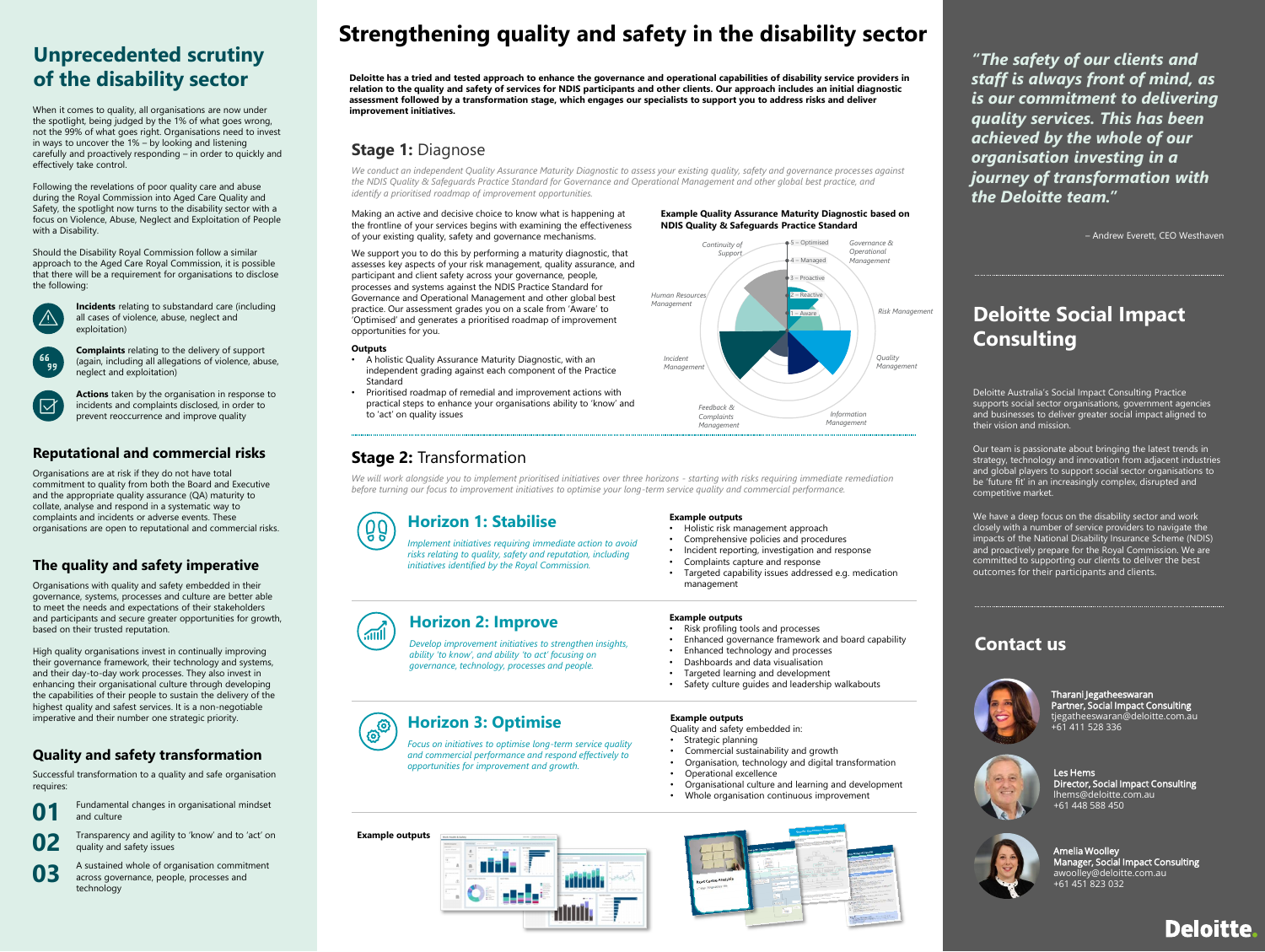# Unprecedented scrutiny of the disability sector

When it comes to quality, all organisations are now under the spotlight, being judged by the 1% of what goes wrong, not the 99% of what goes right. Organisations need to invest in ways to uncover the 1% – by looking and listening carefully and proactively responding – in order to quickly and effectively take control.

Following the revelations of poor quality care and abuse during the Royal Commission into Aged Care Quality and Safety, the spotlight now turns to the disability sector with a focus on Violence, Abuse, Neglect and Exploitation of People with a Disability.

Should the Disability Royal Commission follow a similar approach to the Aged Care Royal Commission, it is possible that there will be a requirement for organisations to disclose the following:

- **Incidents** relating to substandard care (including all cases of violence, abuse, neglect and exploitation)
- **Complaints** relating to the delivery of support (again, including all allegations of violence, abuse, neglect and exploitation)
- **Actions** taken by the organisation in response to incidents and complaints disclosed, in order to prevent reoccurrence and improve quality

## Reputational and commercial risks

Organisations are at risk if they do not have total commitment to quality from both the Board and Executive and the appropriate quality assurance (QA) maturity to collate, analyse and respond in a systematic way to complaints and incidents or adverse events. These organisations are open to reputational and commercial risks.

## The quality and safety imperative

Organisations with quality and safety embedded in their governance, systems, processes and culture are better able to meet the needs and expectations of their stakeholders and participants and secure greater opportunities for growth, based on their trusted reputation.

High quality organisations invest in continually improving their governance framework, their technology and systems, and their day-to-day work processes. They also invest in enhancing their organisational culture through developing the capabilities of their people to sustain the delivery of the highest quality and safest services. It is a non-negotiable imperative and their number one strategic priority.

## Quality and safety transformation

Successful transformation to a quality and safe organisation requires:

**01** Fundamental changes in organisational mindset and culture

**02** Transparency and agility to 'know' and to 'act' on quality and safety issues

**03** A sustained whole of organisation commitment across governance, people, processes and technology

# Strengthening quality and safety in the disability sector

**Deloitte has a tried and tested approach to enhance the governance and operational capabilities of disability service providers in relation to the quality and safety of services for NDIS participants and other clients. Our approach includes an initial diagnostic assessment followed by a transformation stage, which engages our specialists to support you to address risks and deliver improvement initiatives.**

## Stage 1: Diagnose

*We conduct an independent Quality Assurance Maturity Diagnostic to assess your existing quality, safety and governance processes against the NDIS Quality & Safeguards Practice Standard for Governance and Operational Management and other global best practice, and identify a prioritised roadmap of improvement opportunities.*

Making an active and decisive choice to know what is happening at the frontline of your services begins with examining the effectiveness of your existing quality, safety and governance mechanisms.

We support you to do this by performing a maturity diagnostic, that assesses key aspects of your risk management, quality assurance, and participant and client safety across your governance, people, processes and systems against the NDIS Practice Standard for Governance and Operational Management and other global best practice. Our assessment grades you on a scale from 'Aware' to 'Optimised' and generates a prioritised roadmap of improvement opportunities for you.

**Outputs**

- A holistic Quality Assurance Maturity Diagnostic, with an independent grading against each component of the Practice Standard
- Prioritised roadmap of remedial and improvement actions with practical steps to enhance your organisations ability to 'know' and to 'act' on quality issues

**Example Quality Assurance Maturity Diagnostic based on NDIS Quality & Safeguards Practice Standard**

Scale: 1 – Aware; 2 – Reactive; 3 – Proactive; 4 – Managed; 5 – Optimised

Categories: Continuity of Support; Governance & Operational Management; Risk Management; Quality Management; Information Management; Feedback & Complaints Management; Incident Management; Human Resources Management

## Stage 2: Transformation

*We will work alongside you to implement prioritised initiatives over three horizons - starting with risks requiring immediate remediation before turning our focus to improvement initiatives to optimise your long-term service quality and commercial performance.*

### Horizon 1: Stabilise

*Implement initiatives requiring immediate action to avoid risks relating to quality, safety and reputation, including initiatives identified by the Royal Commission.*

**Example outputs**

- Holistic risk management approach
- Comprehensive policies and procedures
- Incident reporting, investigation and response
- Complaints capture and response
- Targeted capability issues addressed e.g. medication management

### Horizon 2: Improve

*Develop improvement initiatives to strengthen insights, ability 'to know', and ability 'to act' focusing on governance, technology, processes and people.*

**Example outputs**

- Risk profiling tools and processes
- Enhanced governance framework and board capability
- Enhanced technology and processes
- Dashboards and data visualisation
- Targeted learning and development
- Safety culture guides and leadership walkabouts

### Horizon 3: Optimise

*Focus on initiatives to optimise long-term service quality and commercial performance and respond effectively to opportunities for improvement and growth.*

**Example outputs**

Quality and safety embedded in:

- Strategic planning
- Commercial sustainability and growth
- Organisation, technology and digital transformation
- Operational excellence
- Organisational culture and learning and development
- Whole organisation continuous improvement

**Example outputs**

*"The safety of our clients and staff is always front of mind, as is our commitment to delivering quality services. This has been achieved by the whole of our organisation investing in a journey of transformation with the Deloitte team."*

– Andrew Everett, CEO Westhaven

# Deloitte Social Impact Consulting

Deloitte Australia's Social Impact Consulting Practice supports social sector organisations, government agencies and businesses to deliver greater social impact aligned to their vision and mission.

Our team is passionate about bringing the latest trends in strategy, technology and innovation from adjacent industries and global players to support social sector organisations to be 'future fit' in an increasingly complex, disrupted and competitive market.

We have a deep focus on the disability sector and work closely with a number of service providers to navigate the impacts of the National Disability Insurance Scheme (NDIS) and proactively prepare for the Royal Commission. We are committed to supporting our clients to deliver the best outcomes for their participants and clients.

## Contact us

**Tharani Jegatheeswaran**
**Partner, Social Impact Consulting**
tjegatheeswaran@deloitte.com.au
+61 411 528 336

**Les Hems**
**Director, Social Impact Consulting**
lhems@deloitte.com.au
+61 448 588 450

**Amelia Woolley**
**Manager, Social Impact Consulting**
awoolley@deloitte.com.au
+61 451 823 032

Deloitte.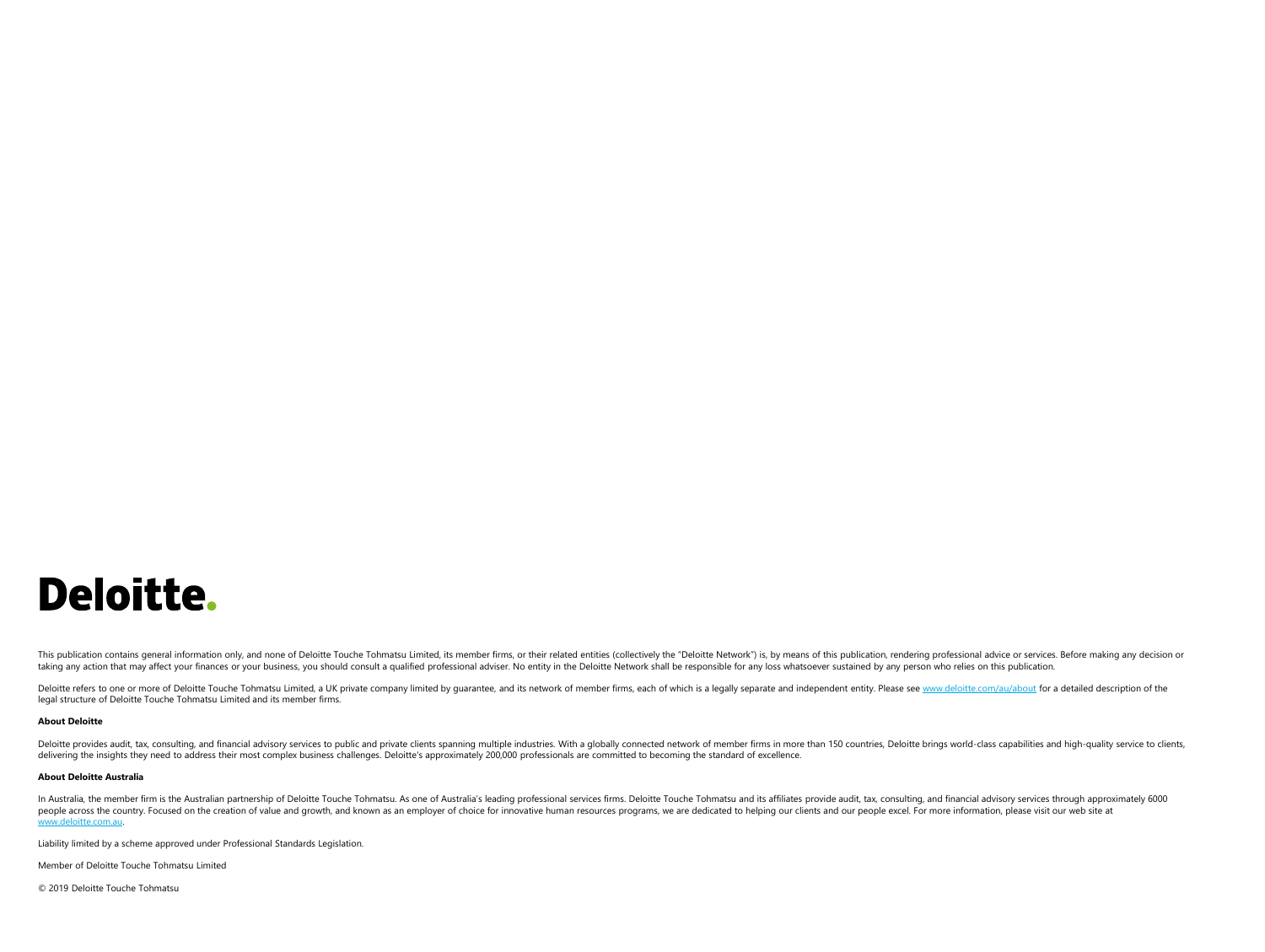Deloitte.

This publication contains general information only, and none of Deloitte Touche Tohmatsu Limited, its member firms, or their related entities (collectively the "Deloitte Network") is, by means of this publication, rendering professional advice or services. Before making any decision or taking any action that may affect your finances or your business, you should consult a qualified professional adviser. No entity in the Deloitte Network shall be responsible for any loss whatsoever sustained by any person who relies on this publication.

Deloitte refers to one or more of Deloitte Touche Tohmatsu Limited, a UK private company limited by guarantee, and its network of member firms, each of which is a legally separate and independent entity. Please see www.deloitte.com/au/about for a detailed description of the legal structure of Deloitte Touche Tohmatsu Limited and its member firms.

**About Deloitte**

Deloitte provides audit, tax, consulting, and financial advisory services to public and private clients spanning multiple industries. With a globally connected network of member firms in more than 150 countries, Deloitte brings world-class capabilities and high-quality service to clients, delivering the insights they need to address their most complex business challenges. Deloitte's approximately 200,000 professionals are committed to becoming the standard of excellence.

**About Deloitte Australia**

In Australia, the member firm is the Australian partnership of Deloitte Touche Tohmatsu. As one of Australia's leading professional services firms. Deloitte Touche Tohmatsu and its affiliates provide audit, tax, consulting, and financial advisory services through approximately 6000 people across the country. Focused on the creation of value and growth, and known as an employer of choice for innovative human resources programs, we are dedicated to helping our clients and our people excel. For more information, please visit our web site at www.deloitte.com.au.

Liability limited by a scheme approved under Professional Standards Legislation.

Member of Deloitte Touche Tohmatsu Limited

© 2019 Deloitte Touche Tohmatsu